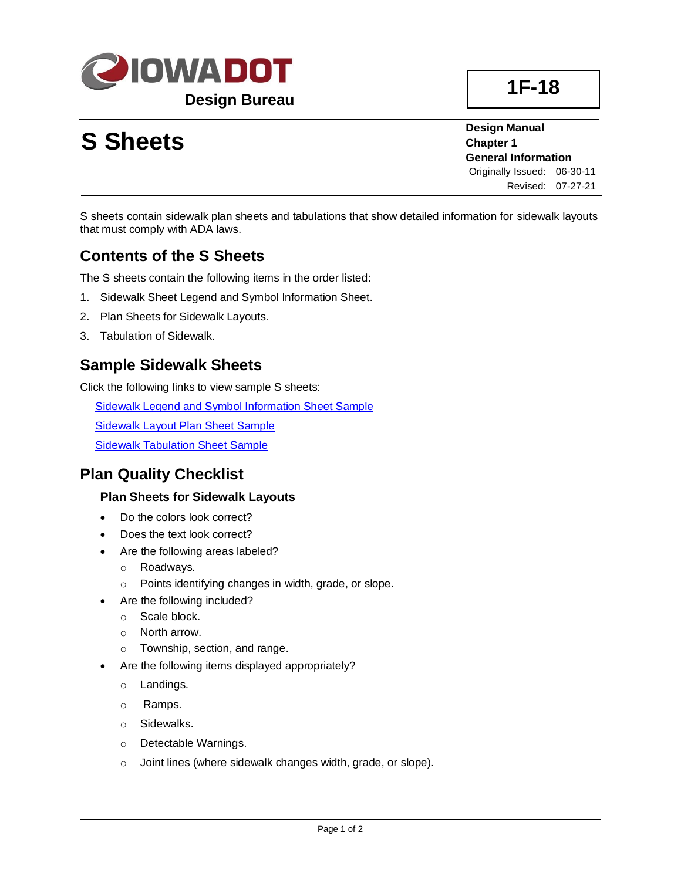IOWA DOT

Design Bureau

**1F-18**

# S Sheets

**Design Manual**
**Chapter 1**
**General Information**
Originally Issued: 06-30-11
Revised: 07-27-21

S sheets contain sidewalk plan sheets and tabulations that show detailed information for sidewalk layouts that must comply with ADA laws.

## Contents of the S Sheets

The S sheets contain the following items in the order listed:

1. Sidewalk Sheet Legend and Symbol Information Sheet.
2. Plan Sheets for Sidewalk Layouts.
3. Tabulation of Sidewalk.

## Sample Sidewalk Sheets

Click the following links to view sample S sheets:

Sidewalk Legend and Symbol Information Sheet Sample

Sidewalk Layout Plan Sheet Sample

Sidewalk Tabulation Sheet Sample

## Plan Quality Checklist

### Plan Sheets for Sidewalk Layouts

- Do the colors look correct?
- Does the text look correct?
- Are the following areas labeled?
  - Roadways.
  - Points identifying changes in width, grade, or slope.
- Are the following included?
  - Scale block.
  - North arrow.
  - Township, section, and range.
- Are the following items displayed appropriately?
  - Landings.
  - Ramps.
  - Sidewalks.
  - Detectable Warnings.
  - Joint lines (where sidewalk changes width, grade, or slope).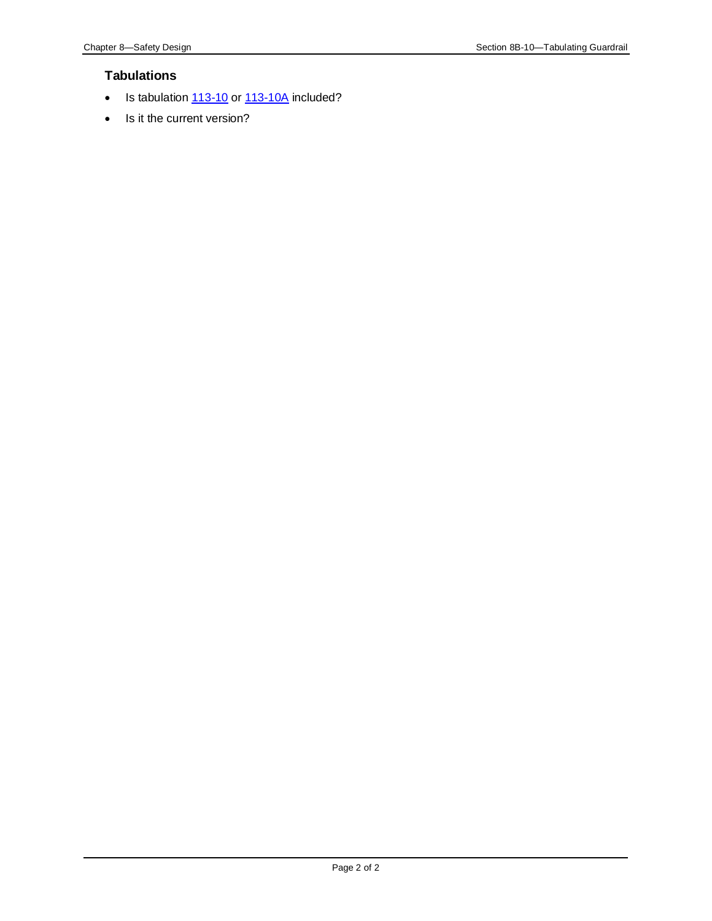### Tabulations

- Is tabulation 113-10 or 113-10A included?
- Is it the current version?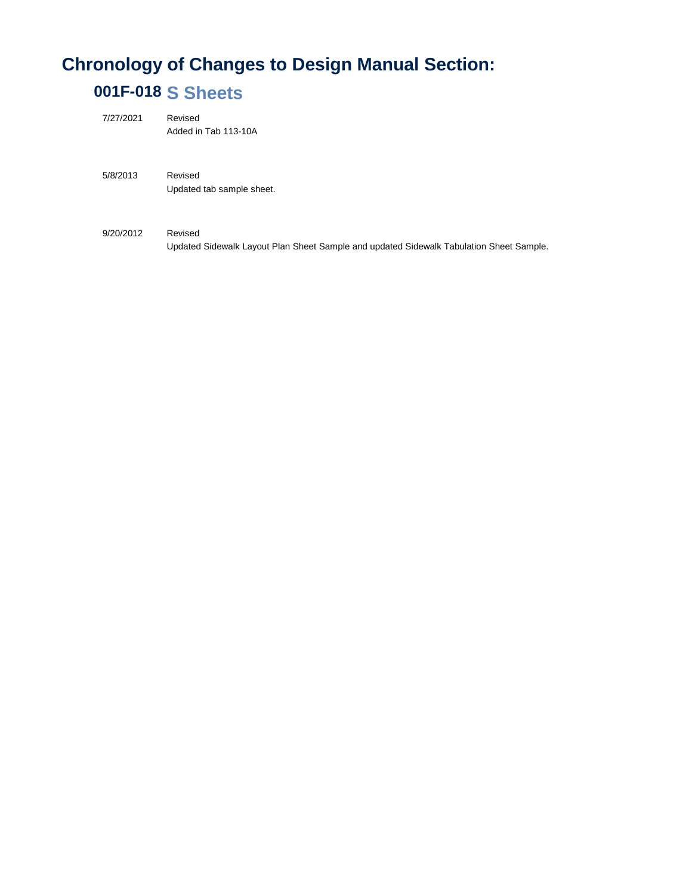# Chronology of Changes to Design Manual Section:

## 001F-018 S Sheets

7/27/2021 Revised
Added in Tab 113-10A

5/8/2013 Revised
Updated tab sample sheet.

9/20/2012 Revised
Updated Sidewalk Layout Plan Sheet Sample and updated Sidewalk Tabulation Sheet Sample.